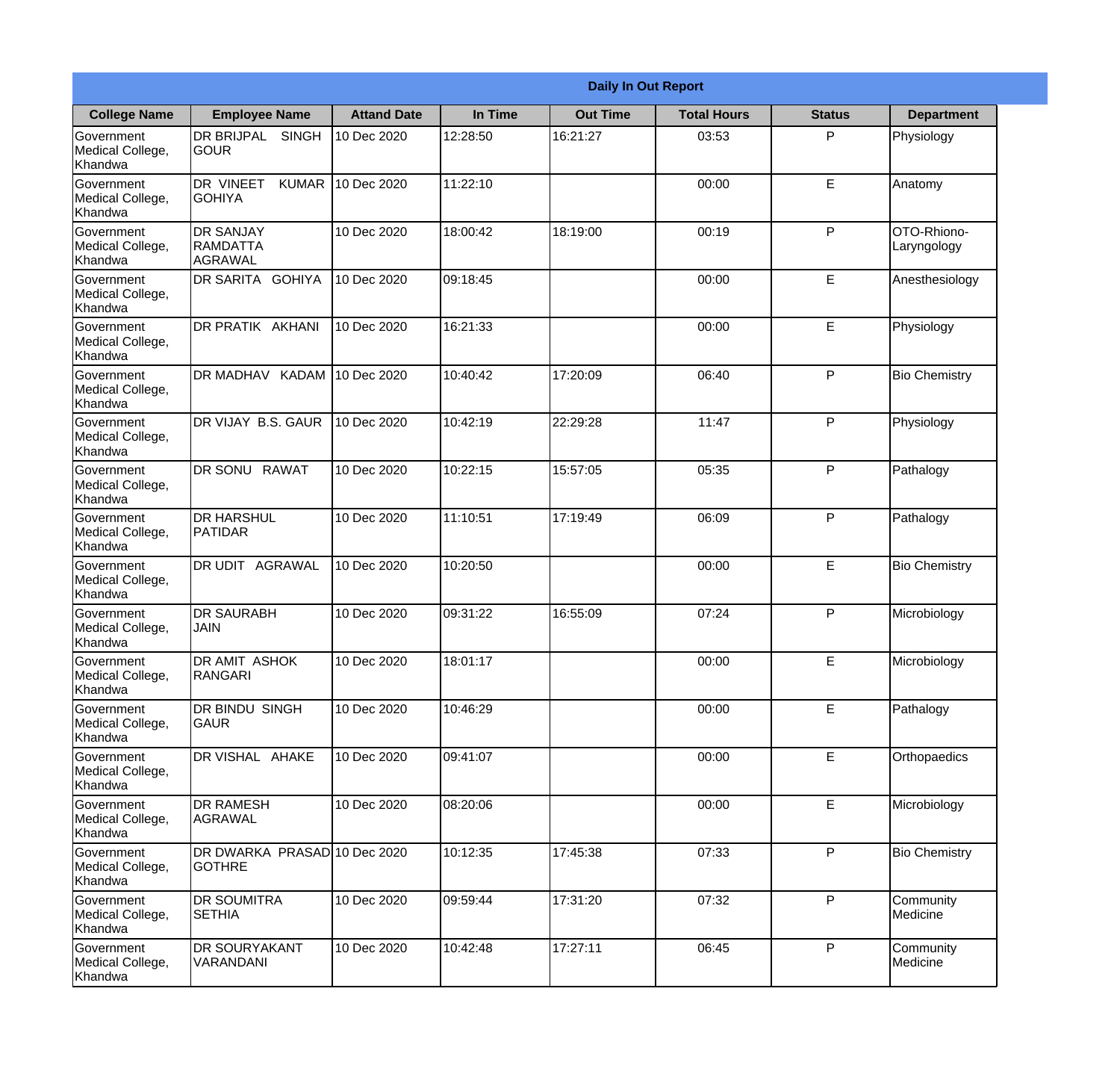| Daily In Out Report | | | | | | | |
|---|---|---|---|---|---|---|---|
| **College Name** | **Employee Name** | **Attand Date** | **In Time** | **Out Time** | **Total Hours** | **Status** | **Department** |
| Government Medical College, Khandwa | DR BRIJPAL SINGH GOUR | 10 Dec 2020 | 12:28:50 | 16:21:27 | 03:53 | P | Physiology |
| Government Medical College, Khandwa | DR VINEET KUMAR GOHIYA | 10 Dec 2020 | 11:22:10 | | 00:00 | E | Anatomy |
| Government Medical College, Khandwa | DR SANJAY RAMDATTA AGRAWAL | 10 Dec 2020 | 18:00:42 | 18:19:00 | 00:19 | P | OTO-Rhiono-Laryngology |
| Government Medical College, Khandwa | DR SARITA GOHIYA | 10 Dec 2020 | 09:18:45 | | 00:00 | E | Anesthesiology |
| Government Medical College, Khandwa | DR PRATIK AKHANI | 10 Dec 2020 | 16:21:33 | | 00:00 | E | Physiology |
| Government Medical College, Khandwa | DR MADHAV KADAM | 10 Dec 2020 | 10:40:42 | 17:20:09 | 06:40 | P | Bio Chemistry |
| Government Medical College, Khandwa | DR VIJAY B.S. GAUR | 10 Dec 2020 | 10:42:19 | 22:29:28 | 11:47 | P | Physiology |
| Government Medical College, Khandwa | DR SONU RAWAT | 10 Dec 2020 | 10:22:15 | 15:57:05 | 05:35 | P | Pathalogy |
| Government Medical College, Khandwa | DR HARSHUL PATIDAR | 10 Dec 2020 | 11:10:51 | 17:19:49 | 06:09 | P | Pathalogy |
| Government Medical College, Khandwa | DR UDIT AGRAWAL | 10 Dec 2020 | 10:20:50 | | 00:00 | E | Bio Chemistry |
| Government Medical College, Khandwa | DR SAURABH JAIN | 10 Dec 2020 | 09:31:22 | 16:55:09 | 07:24 | P | Microbiology |
| Government Medical College, Khandwa | DR AMIT ASHOK RANGARI | 10 Dec 2020 | 18:01:17 | | 00:00 | E | Microbiology |
| Government Medical College, Khandwa | DR BINDU SINGH GAUR | 10 Dec 2020 | 10:46:29 | | 00:00 | E | Pathalogy |
| Government Medical College, Khandwa | DR VISHAL AHAKE | 10 Dec 2020 | 09:41:07 | | 00:00 | E | Orthopaedics |
| Government Medical College, Khandwa | DR RAMESH AGRAWAL | 10 Dec 2020 | 08:20:06 | | 00:00 | E | Microbiology |
| Government Medical College, Khandwa | DR DWARKA PRASAD GOTHRE | 10 Dec 2020 | 10:12:35 | 17:45:38 | 07:33 | P | Bio Chemistry |
| Government Medical College, Khandwa | DR SOUMITRA SETHIA | 10 Dec 2020 | 09:59:44 | 17:31:20 | 07:32 | P | Community Medicine |
| Government Medical College, Khandwa | DR SOURYAKANT VARANDANI | 10 Dec 2020 | 10:42:48 | 17:27:11 | 06:45 | P | Community Medicine |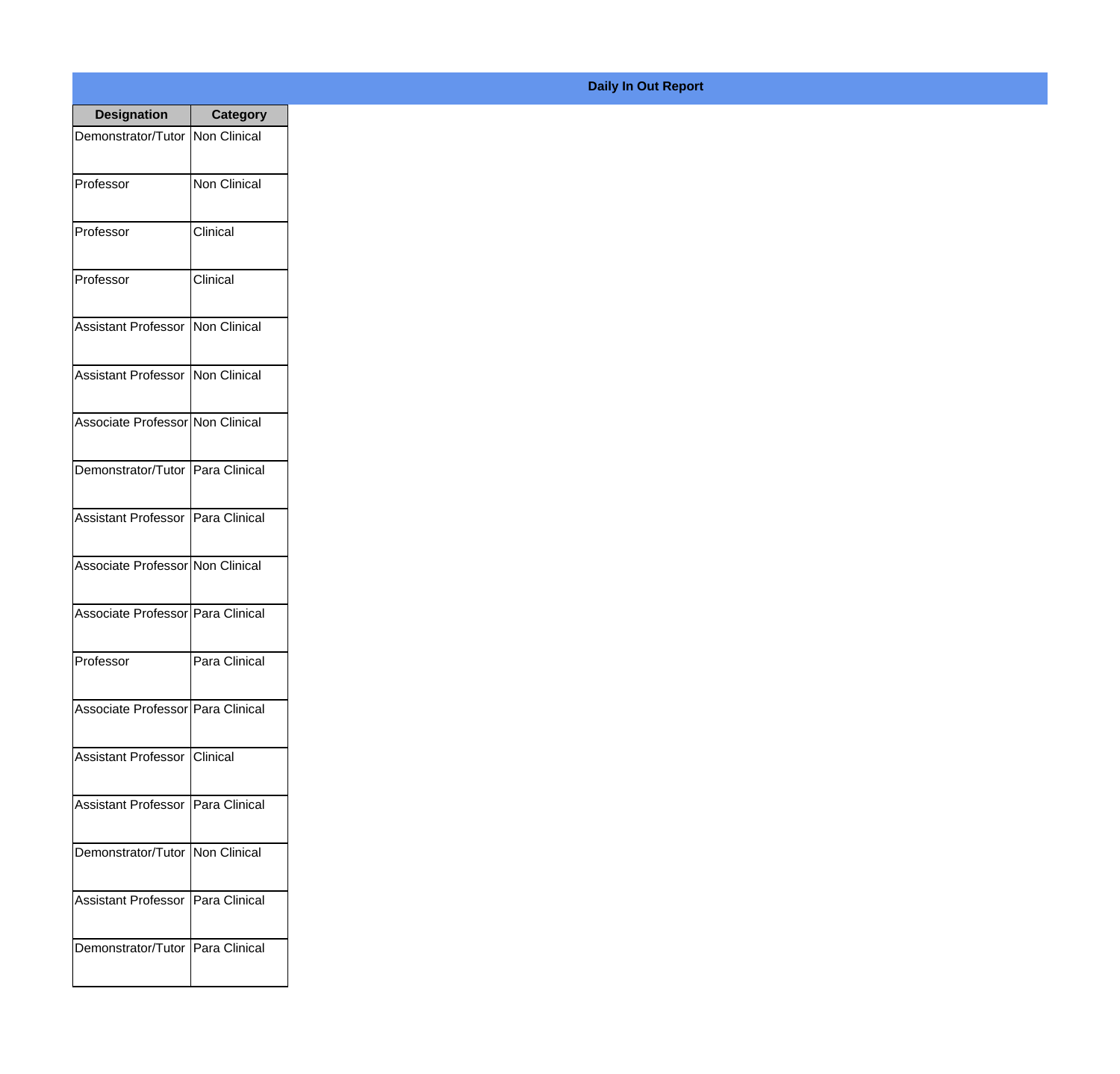**Daily In Out Report**

| Designation | Category |
|---|---|
| Demonstrator/Tutor | Non Clinical |
| Professor | Non Clinical |
| Professor | Clinical |
| Professor | Clinical |
| Assistant Professor | Non Clinical |
| Assistant Professor | Non Clinical |
| Associate Professor | Non Clinical |
| Demonstrator/Tutor | Para Clinical |
| Assistant Professor | Para Clinical |
| Associate Professor | Non Clinical |
| Associate Professor | Para Clinical |
| Professor | Para Clinical |
| Associate Professor | Para Clinical |
| Assistant Professor | Clinical |
| Assistant Professor | Para Clinical |
| Demonstrator/Tutor | Non Clinical |
| Assistant Professor | Para Clinical |
| Demonstrator/Tutor | Para Clinical |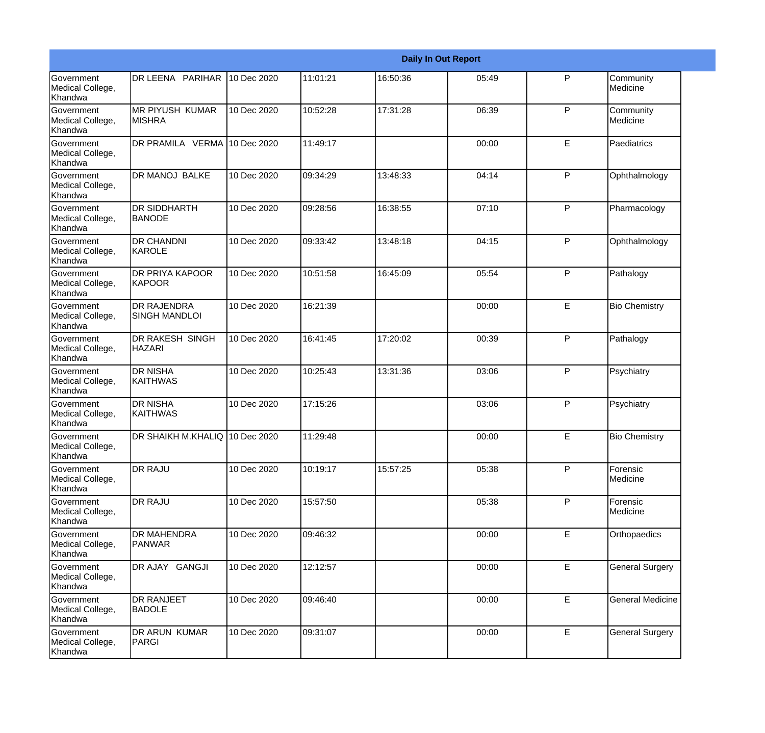| Daily In Out Report | | | | | | | |
|---|---|---|---|---|---|---|---|
| Government Medical College, Khandwa | DR LEENA PARIHAR | 10 Dec 2020 | 11:01:21 | 16:50:36 | 05:49 | P | Community Medicine |
| Government Medical College, Khandwa | MR PIYUSH KUMAR MISHRA | 10 Dec 2020 | 10:52:28 | 17:31:28 | 06:39 | P | Community Medicine |
| Government Medical College, Khandwa | DR PRAMILA VERMA | 10 Dec 2020 | 11:49:17 | | 00:00 | E | Paediatrics |
| Government Medical College, Khandwa | DR MANOJ BALKE | 10 Dec 2020 | 09:34:29 | 13:48:33 | 04:14 | P | Ophthalmology |
| Government Medical College, Khandwa | DR SIDDHARTH BANODE | 10 Dec 2020 | 09:28:56 | 16:38:55 | 07:10 | P | Pharmacology |
| Government Medical College, Khandwa | DR CHANDNI KAROLE | 10 Dec 2020 | 09:33:42 | 13:48:18 | 04:15 | P | Ophthalmology |
| Government Medical College, Khandwa | DR PRIYA KAPOOR KAPOOR | 10 Dec 2020 | 10:51:58 | 16:45:09 | 05:54 | P | Pathalogy |
| Government Medical College, Khandwa | DR RAJENDRA SINGH MANDLOI | 10 Dec 2020 | 16:21:39 | | 00:00 | E | Bio Chemistry |
| Government Medical College, Khandwa | DR RAKESH SINGH HAZARI | 10 Dec 2020 | 16:41:45 | 17:20:02 | 00:39 | P | Pathalogy |
| Government Medical College, Khandwa | DR NISHA KAITHWAS | 10 Dec 2020 | 10:25:43 | 13:31:36 | 03:06 | P | Psychiatry |
| Government Medical College, Khandwa | DR NISHA KAITHWAS | 10 Dec 2020 | 17:15:26 | | 03:06 | P | Psychiatry |
| Government Medical College, Khandwa | DR SHAIKH M.KHALIQ | 10 Dec 2020 | 11:29:48 | | 00:00 | E | Bio Chemistry |
| Government Medical College, Khandwa | DR RAJU | 10 Dec 2020 | 10:19:17 | 15:57:25 | 05:38 | P | Forensic Medicine |
| Government Medical College, Khandwa | DR RAJU | 10 Dec 2020 | 15:57:50 | | 05:38 | P | Forensic Medicine |
| Government Medical College, Khandwa | DR MAHENDRA PANWAR | 10 Dec 2020 | 09:46:32 | | 00:00 | E | Orthopaedics |
| Government Medical College, Khandwa | DR AJAY GANGJI | 10 Dec 2020 | 12:12:57 | | 00:00 | E | General Surgery |
| Government Medical College, Khandwa | DR RANJEET BADOLE | 10 Dec 2020 | 09:46:40 | | 00:00 | E | General Medicine |
| Government Medical College, Khandwa | DR ARUN KUMAR PARGI | 10 Dec 2020 | 09:31:07 | | 00:00 | E | General Surgery |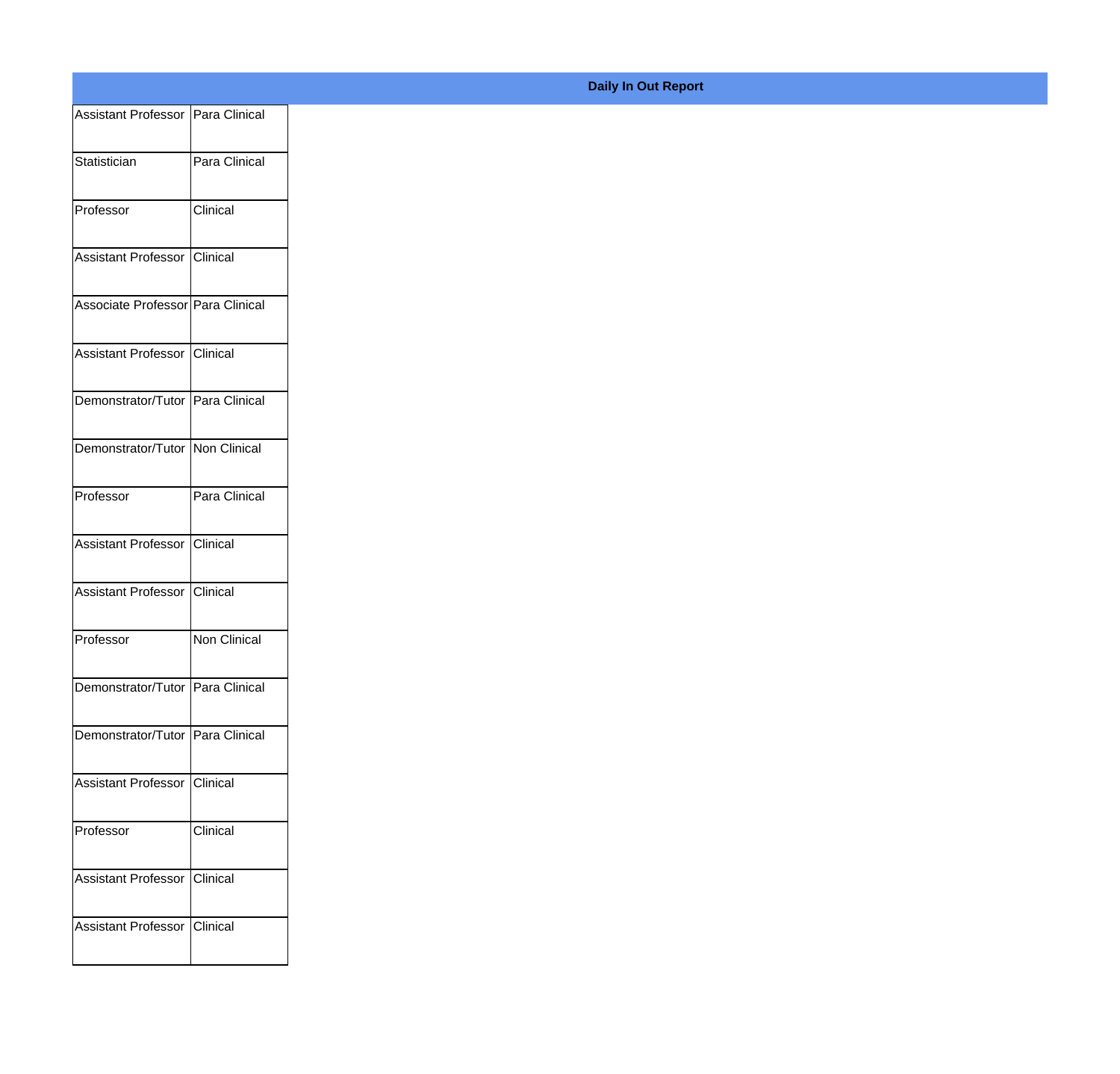**Daily In Out Report**

| | |
|---|---|
| Assistant Professor | Para Clinical |
| Statistician | Para Clinical |
| Professor | Clinical |
| Assistant Professor | Clinical |
| Associate Professor | Para Clinical |
| Assistant Professor | Clinical |
| Demonstrator/Tutor | Para Clinical |
| Demonstrator/Tutor | Non Clinical |
| Professor | Para Clinical |
| Assistant Professor | Clinical |
| Assistant Professor | Clinical |
| Professor | Non Clinical |
| Demonstrator/Tutor | Para Clinical |
| Demonstrator/Tutor | Para Clinical |
| Assistant Professor | Clinical |
| Professor | Clinical |
| Assistant Professor | Clinical |
| Assistant Professor | Clinical |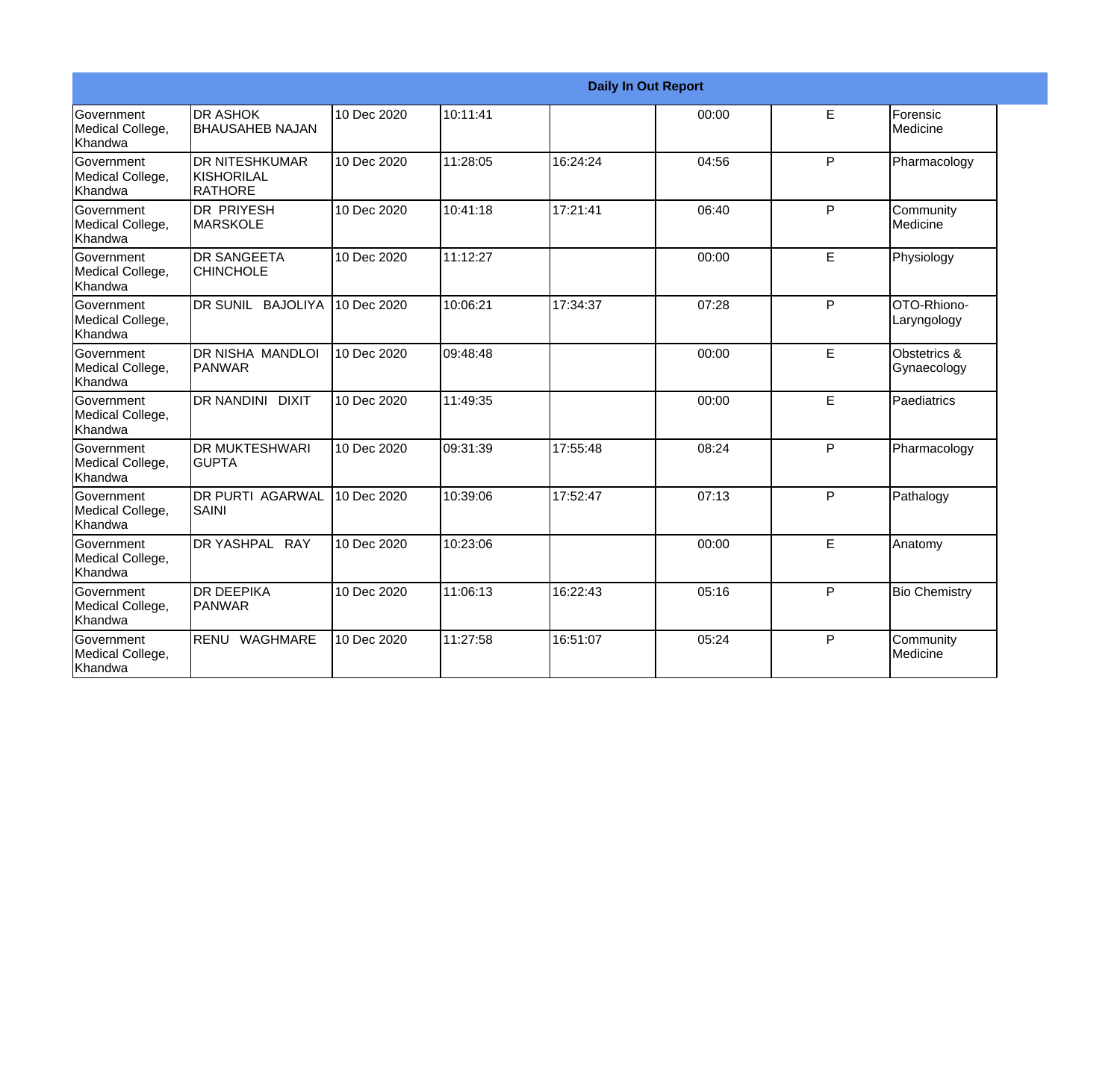| Daily In Out Report | | | | | | | |
|---|---|---|---|---|---|---|---|
| Government Medical College, Khandwa | DR ASHOK BHAUSAHEB NAJAN | 10 Dec 2020 | 10:11:41 | | 00:00 | E | Forensic Medicine |
| Government Medical College, Khandwa | DR NITESHKUMAR KISHORILAL RATHORE | 10 Dec 2020 | 11:28:05 | 16:24:24 | 04:56 | P | Pharmacology |
| Government Medical College, Khandwa | DR PRIYESH MARSKOLE | 10 Dec 2020 | 10:41:18 | 17:21:41 | 06:40 | P | Community Medicine |
| Government Medical College, Khandwa | DR SANGEETA CHINCHOLE | 10 Dec 2020 | 11:12:27 | | 00:00 | E | Physiology |
| Government Medical College, Khandwa | DR SUNIL BAJOLIYA | 10 Dec 2020 | 10:06:21 | 17:34:37 | 07:28 | P | OTO-Rhiono-Laryngology |
| Government Medical College, Khandwa | DR NISHA MANDLOI PANWAR | 10 Dec 2020 | 09:48:48 | | 00:00 | E | Obstetrics & Gynaecology |
| Government Medical College, Khandwa | DR NANDINI DIXIT | 10 Dec 2020 | 11:49:35 | | 00:00 | E | Paediatrics |
| Government Medical College, Khandwa | DR MUKTESHWARI GUPTA | 10 Dec 2020 | 09:31:39 | 17:55:48 | 08:24 | P | Pharmacology |
| Government Medical College, Khandwa | DR PURTI AGARWAL SAINI | 10 Dec 2020 | 10:39:06 | 17:52:47 | 07:13 | P | Pathalogy |
| Government Medical College, Khandwa | DR YASHPAL RAY | 10 Dec 2020 | 10:23:06 | | 00:00 | E | Anatomy |
| Government Medical College, Khandwa | DR DEEPIKA PANWAR | 10 Dec 2020 | 11:06:13 | 16:22:43 | 05:16 | P | Bio Chemistry |
| Government Medical College, Khandwa | RENU WAGHMARE | 10 Dec 2020 | 11:27:58 | 16:51:07 | 05:24 | P | Community Medicine |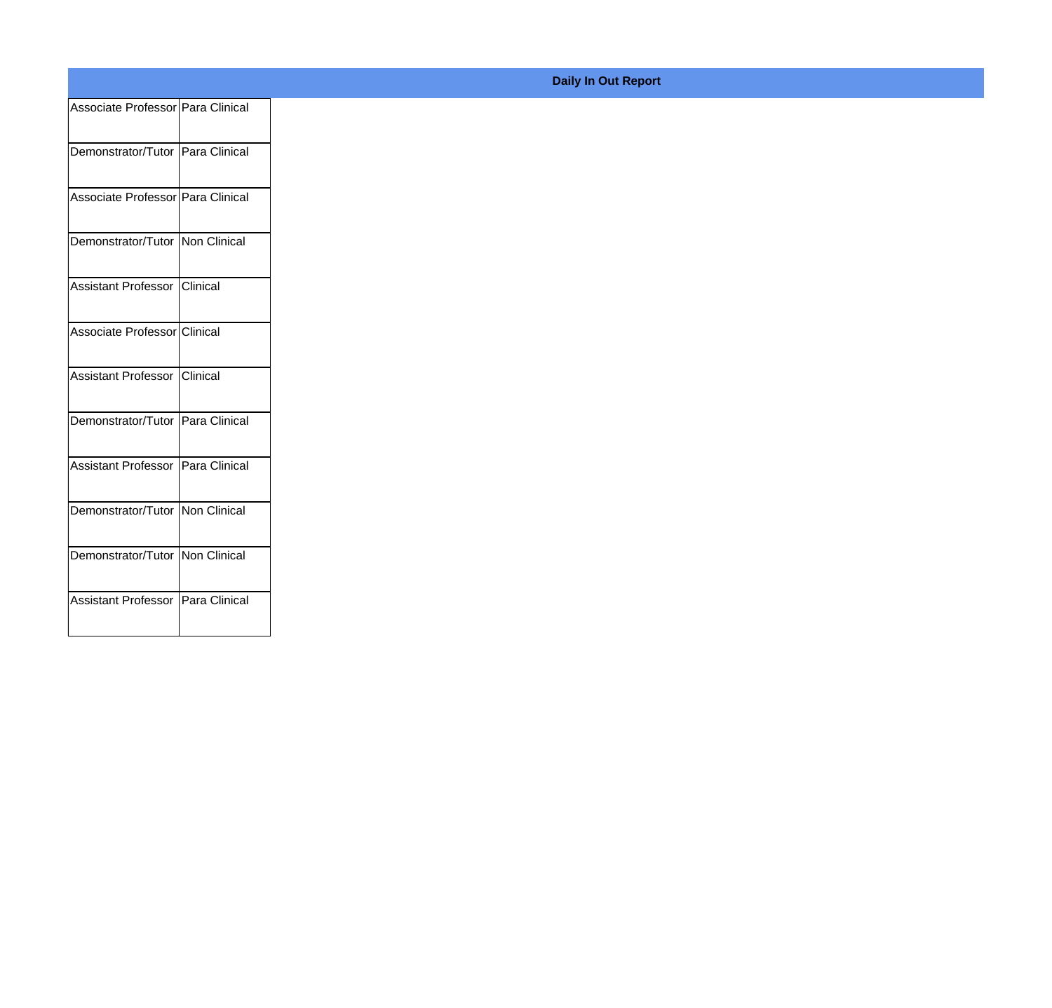**Daily In Out Report**

| | |
|---|---|
| Associate Professor | Para Clinical |
| Demonstrator/Tutor | Para Clinical |
| Associate Professor | Para Clinical |
| Demonstrator/Tutor | Non Clinical |
| Assistant Professor | Clinical |
| Associate Professor | Clinical |
| Assistant Professor | Clinical |
| Demonstrator/Tutor | Para Clinical |
| Assistant Professor | Para Clinical |
| Demonstrator/Tutor | Non Clinical |
| Demonstrator/Tutor | Non Clinical |
| Assistant Professor | Para Clinical |